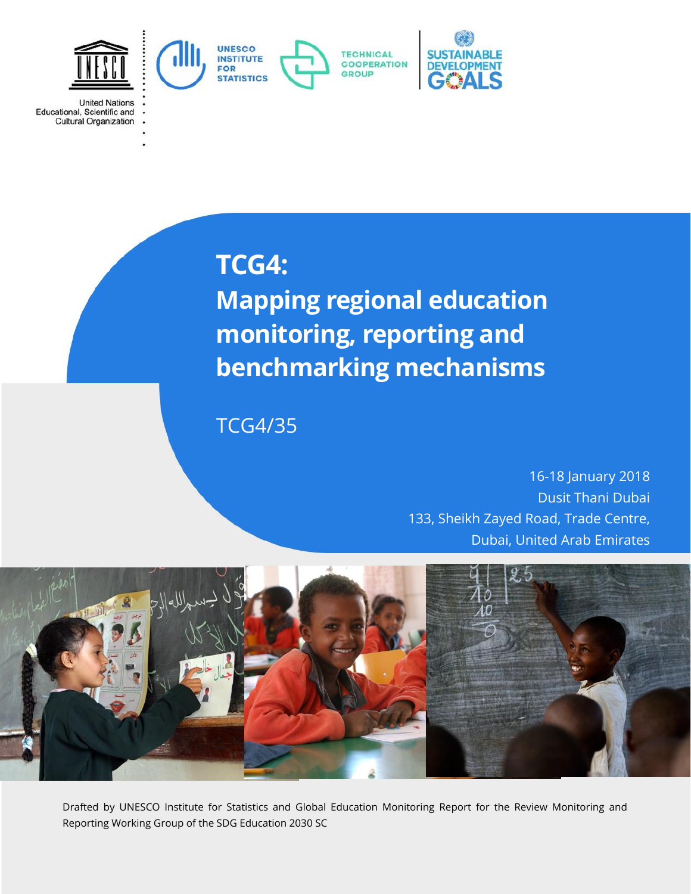United Nations Educational, Scientific and Cultural Organization

UNESCO INSTITUTE FOR STATISTICS

TECHNICAL COOPERATION GROUP

SUSTAINABLE DEVELOPMENT GOALS

# TCG4: Mapping regional education monitoring, reporting and benchmarking mechanisms

TCG4/35

16-18 January 2018
Dusit Thani Dubai
133, Sheikh Zayed Road, Trade Centre,
Dubai, United Arab Emirates

Drafted by UNESCO Institute for Statistics and Global Education Monitoring Report for the Review Monitoring and Reporting Working Group of the SDG Education 2030 SC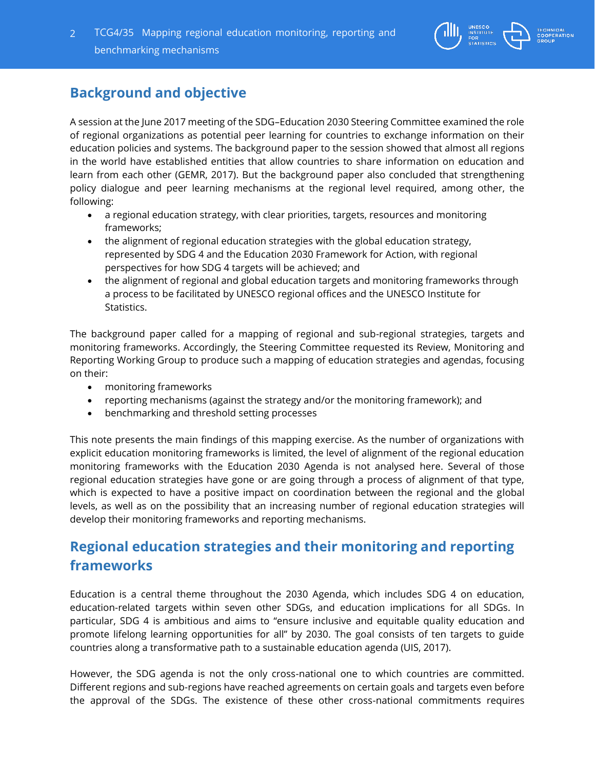## Background and objective

A session at the June 2017 meeting of the SDG–Education 2030 Steering Committee examined the role of regional organizations as potential peer learning for countries to exchange information on their education policies and systems. The background paper to the session showed that almost all regions in the world have established entities that allow countries to share information on education and learn from each other (GEMR, 2017). But the background paper also concluded that strengthening policy dialogue and peer learning mechanisms at the regional level required, among other, the following:

- a regional education strategy, with clear priorities, targets, resources and monitoring frameworks;
- the alignment of regional education strategies with the global education strategy, represented by SDG 4 and the Education 2030 Framework for Action, with regional perspectives for how SDG 4 targets will be achieved; and
- the alignment of regional and global education targets and monitoring frameworks through a process to be facilitated by UNESCO regional offices and the UNESCO Institute for Statistics.

The background paper called for a mapping of regional and sub-regional strategies, targets and monitoring frameworks. Accordingly, the Steering Committee requested its Review, Monitoring and Reporting Working Group to produce such a mapping of education strategies and agendas, focusing on their:

- monitoring frameworks
- reporting mechanisms (against the strategy and/or the monitoring framework); and
- benchmarking and threshold setting processes

This note presents the main findings of this mapping exercise. As the number of organizations with explicit education monitoring frameworks is limited, the level of alignment of the regional education monitoring frameworks with the Education 2030 Agenda is not analysed here. Several of those regional education strategies have gone or are going through a process of alignment of that type, which is expected to have a positive impact on coordination between the regional and the global levels, as well as on the possibility that an increasing number of regional education strategies will develop their monitoring frameworks and reporting mechanisms.

## Regional education strategies and their monitoring and reporting frameworks

Education is a central theme throughout the 2030 Agenda, which includes SDG 4 on education, education-related targets within seven other SDGs, and education implications for all SDGs. In particular, SDG 4 is ambitious and aims to "ensure inclusive and equitable quality education and promote lifelong learning opportunities for all" by 2030. The goal consists of ten targets to guide countries along a transformative path to a sustainable education agenda (UIS, 2017).

However, the SDG agenda is not the only cross-national one to which countries are committed. Different regions and sub-regions have reached agreements on certain goals and targets even before the approval of the SDGs. The existence of these other cross-national commitments requires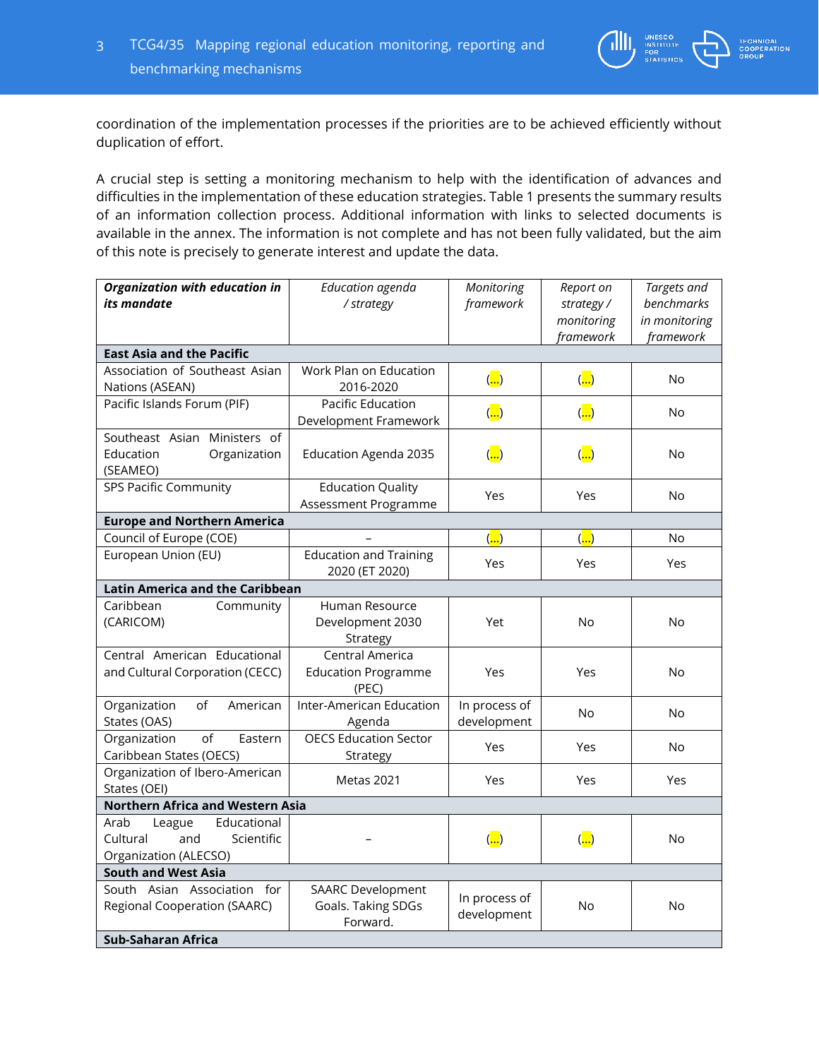coordination of the implementation processes if the priorities are to be achieved efficiently without duplication of effort.

A crucial step is setting a monitoring mechanism to help with the identification of advances and difficulties in the implementation of these education strategies. Table 1 presents the summary results of an information collection process. Additional information with links to selected documents is available in the annex. The information is not complete and has not been fully validated, but the aim of this note is precisely to generate interest and update the data.

| ***Organization with education in its mandate*** | *Education agenda / strategy* | *Monitoring framework* | *Report on strategy / monitoring framework* | *Targets and benchmarks in monitoring framework* |
|---|---|---|---|---|
| **East Asia and the Pacific** | | | | |
| Association of Southeast Asian Nations (ASEAN) | Work Plan on Education 2016-2020 | (...) | (...) | No |
| Pacific Islands Forum (PIF) | Pacific Education Development Framework | (...) | (...) | No |
| Southeast Asian Ministers of Education Organization (SEAMEO) | Education Agenda 2035 | (...) | (...) | No |
| SPS Pacific Community | Education Quality Assessment Programme | Yes | Yes | No |
| **Europe and Northern America** | | | | |
| Council of Europe (COE) | – | (...) | (...) | No |
| European Union (EU) | Education and Training 2020 (ET 2020) | Yes | Yes | Yes |
| **Latin America and the Caribbean** | | | | |
| Caribbean Community (CARICOM) | Human Resource Development 2030 Strategy | Yet | No | No |
| Central American Educational and Cultural Corporation (CECC) | Central America Education Programme (PEC) | Yes | Yes | No |
| Organization of American States (OAS) | Inter-American Education Agenda | In process of development | No | No |
| Organization of Eastern Caribbean States (OECS) | OECS Education Sector Strategy | Yes | Yes | No |
| Organization of Ibero-American States (OEI) | Metas 2021 | Yes | Yes | Yes |
| **Northern Africa and Western Asia** | | | | |
| Arab League Educational Cultural and Scientific Organization (ALECSO) | – | (...) | (...) | No |
| **South and West Asia** | | | | |
| South Asian Association for Regional Cooperation (SAARC) | SAARC Development Goals. Taking SDGs Forward. | In process of development | No | No |
| **Sub-Saharan Africa** | | | | |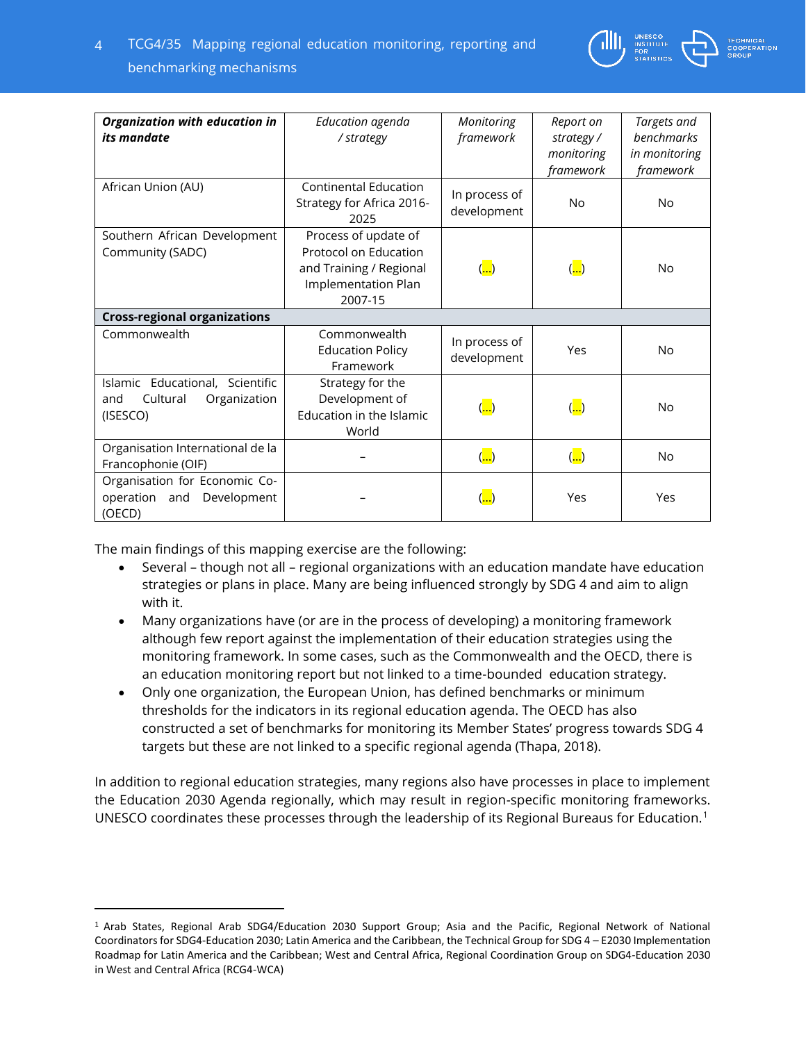| *Organization with education in its mandate* | *Education agenda / strategy* | *Monitoring framework* | *Report on strategy / monitoring framework* | *Targets and benchmarks in monitoring framework* |
|---|---|---|---|---|
| African Union (AU) | Continental Education Strategy for Africa 2016-2025 | In process of development | No | No |
| Southern African Development Community (SADC) | Process of update of Protocol on Education and Training / Regional Implementation Plan 2007-15 | (...) | (...) | No |
| **Cross-regional organizations** | | | | |
| Commonwealth | Commonwealth Education Policy Framework | In process of development | Yes | No |
| Islamic Educational, Scientific and Cultural Organization (ISESCO) | Strategy for the Development of Education in the Islamic World | (...) | (...) | No |
| Organisation International de la Francophonie (OIF) | – | (...) | (...) | No |
| Organisation for Economic Co-operation and Development (OECD) | – | (...) | Yes | Yes |

The main findings of this mapping exercise are the following:

- Several – though not all – regional organizations with an education mandate have education strategies or plans in place. Many are being influenced strongly by SDG 4 and aim to align with it.
- Many organizations have (or are in the process of developing) a monitoring framework although few report against the implementation of their education strategies using the monitoring framework. In some cases, such as the Commonwealth and the OECD, there is an education monitoring report but not linked to a time-bounded education strategy.
- Only one organization, the European Union, has defined benchmarks or minimum thresholds for the indicators in its regional education agenda. The OECD has also constructed a set of benchmarks for monitoring its Member States' progress towards SDG 4 targets but these are not linked to a specific regional agenda (Thapa, 2018).

In addition to regional education strategies, many regions also have processes in place to implement the Education 2030 Agenda regionally, which may result in region-specific monitoring frameworks. UNESCO coordinates these processes through the leadership of its Regional Bureaus for Education.[1]

[1] Arab States, Regional Arab SDG4/Education 2030 Support Group; Asia and the Pacific, Regional Network of National Coordinators for SDG4-Education 2030; Latin America and the Caribbean, the Technical Group for SDG 4 – E2030 Implementation Roadmap for Latin America and the Caribbean; West and Central Africa, Regional Coordination Group on SDG4-Education 2030 in West and Central Africa (RCG4-WCA)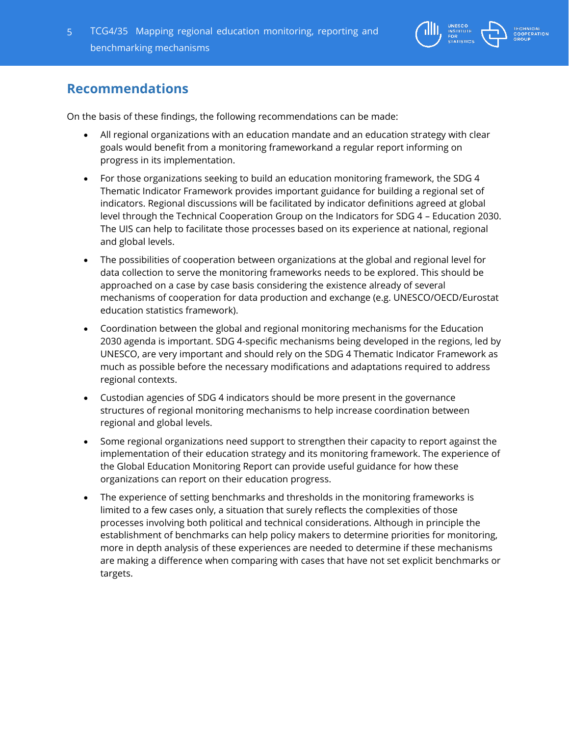## Recommendations

On the basis of these findings, the following recommendations can be made:

- All regional organizations with an education mandate and an education strategy with clear goals would benefit from a monitoring frameworkand a regular report informing on progress in its implementation.
- For those organizations seeking to build an education monitoring framework, the SDG 4 Thematic Indicator Framework provides important guidance for building a regional set of indicators. Regional discussions will be facilitated by indicator definitions agreed at global level through the Technical Cooperation Group on the Indicators for SDG 4 – Education 2030. The UIS can help to facilitate those processes based on its experience at national, regional and global levels.
- The possibilities of cooperation between organizations at the global and regional level for data collection to serve the monitoring frameworks needs to be explored. This should be approached on a case by case basis considering the existence already of several mechanisms of cooperation for data production and exchange (e.g. UNESCO/OECD/Eurostat education statistics framework).
- Coordination between the global and regional monitoring mechanisms for the Education 2030 agenda is important. SDG 4-specific mechanisms being developed in the regions, led by UNESCO, are very important and should rely on the SDG 4 Thematic Indicator Framework as much as possible before the necessary modifications and adaptations required to address regional contexts.
- Custodian agencies of SDG 4 indicators should be more present in the governance structures of regional monitoring mechanisms to help increase coordination between regional and global levels.
- Some regional organizations need support to strengthen their capacity to report against the implementation of their education strategy and its monitoring framework. The experience of the Global Education Monitoring Report can provide useful guidance for how these organizations can report on their education progress.
- The experience of setting benchmarks and thresholds in the monitoring frameworks is limited to a few cases only, a situation that surely reflects the complexities of those processes involving both political and technical considerations. Although in principle the establishment of benchmarks can help policy makers to determine priorities for monitoring, more in depth analysis of these experiences are needed to determine if these mechanisms are making a difference when comparing with cases that have not set explicit benchmarks or targets.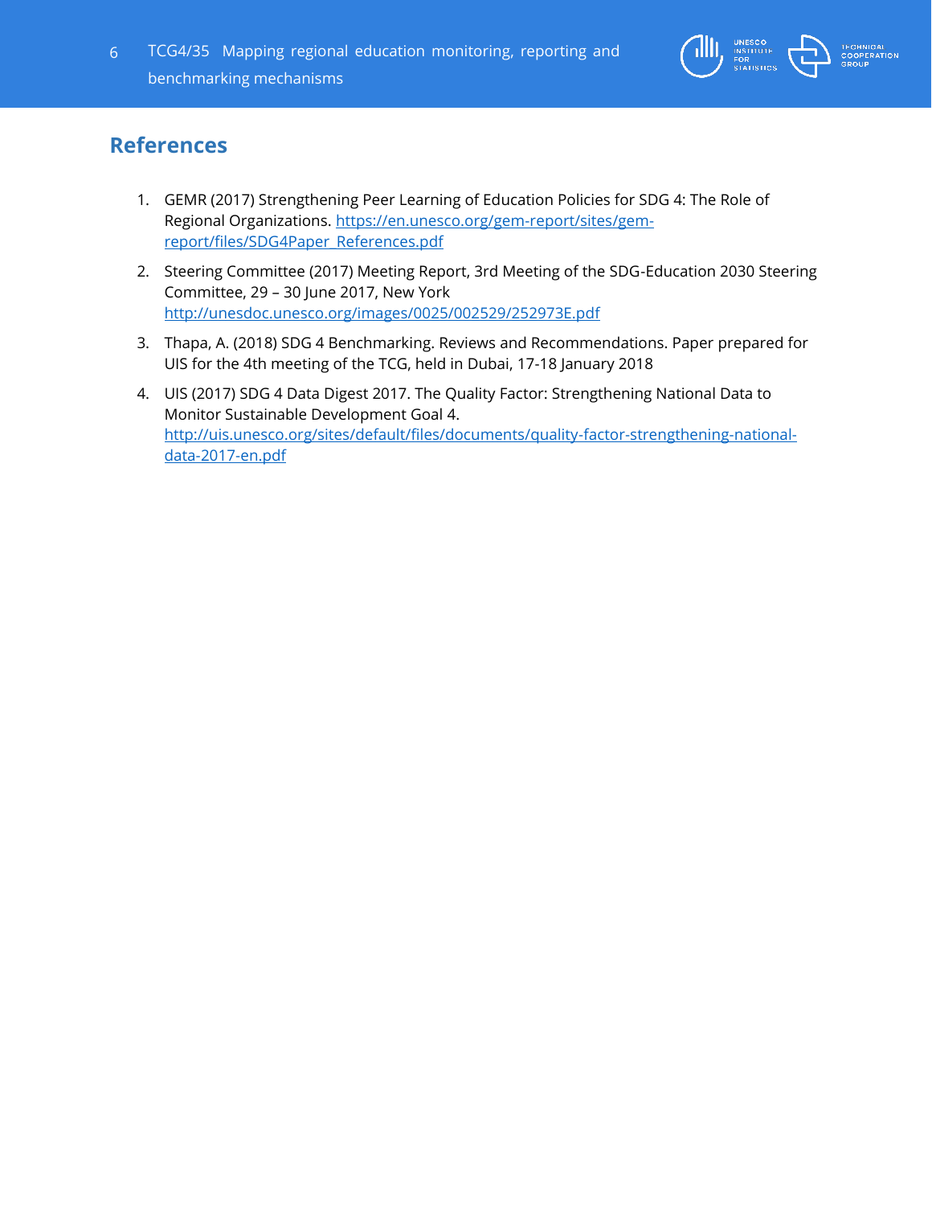## References

1. GEMR (2017) Strengthening Peer Learning of Education Policies for SDG 4: The Role of Regional Organizations. https://en.unesco.org/gem-report/sites/gem-report/files/SDG4Paper_References.pdf
2. Steering Committee (2017) Meeting Report, 3rd Meeting of the SDG-Education 2030 Steering Committee, 29 – 30 June 2017, New York http://unesdoc.unesco.org/images/0025/002529/252973E.pdf
3. Thapa, A. (2018) SDG 4 Benchmarking. Reviews and Recommendations. Paper prepared for UIS for the 4th meeting of the TCG, held in Dubai, 17-18 January 2018
4. UIS (2017) SDG 4 Data Digest 2017. The Quality Factor: Strengthening National Data to Monitor Sustainable Development Goal 4. http://uis.unesco.org/sites/default/files/documents/quality-factor-strengthening-national-data-2017-en.pdf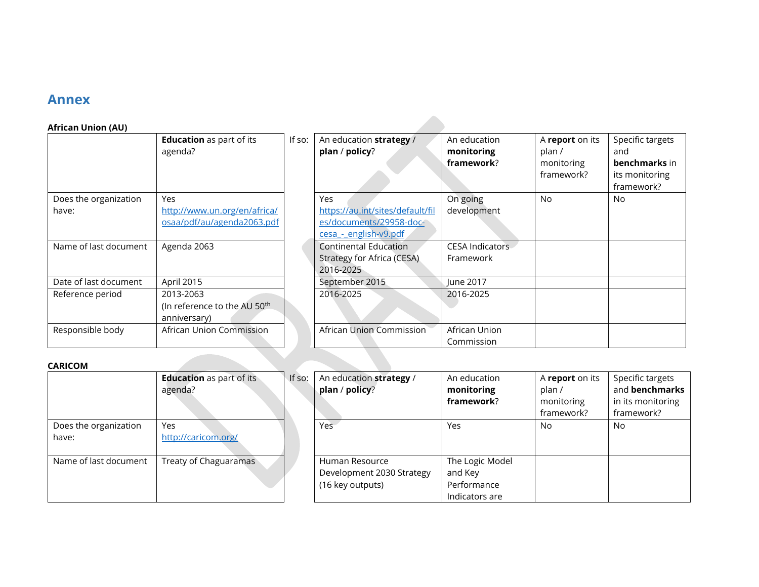## Annex

**African Union (AU)**

| | **Education** as part of its agenda? | If so: | An education **strategy** / **plan** / **policy**? | An education **monitoring framework**? | A **report** on its plan / monitoring framework? | Specific targets and **benchmarks** in its monitoring framework? |
|---|---|---|---|---|---|---|
| Does the organization have: | Yes http://www.un.org/en/africa/osaa/pdf/au/agenda2063.pdf | | Yes https://au.int/sites/default/files/documents/29958-doc-cesa_-_english-v9.pdf | On going development | No | No |
| Name of last document | Agenda 2063 | | Continental Education Strategy for Africa (CESA) 2016-2025 | CESA Indicators Framework | | |
| Date of last document | April 2015 | | September 2015 | June 2017 | | |
| Reference period | 2013-2063 (In reference to the AU 50th anniversary) | | 2016-2025 | 2016-2025 | | |
| Responsible body | African Union Commission | | African Union Commission | African Union Commission | | |

**CARICOM**

| | **Education** as part of its agenda? | If so: | An education **strategy** / **plan** / **policy**? | An education **monitoring framework**? | A **report** on its plan / monitoring framework? | Specific targets and **benchmarks** in its monitoring framework? |
|---|---|---|---|---|---|---|
| Does the organization have: | Yes http://caricom.org/ | | Yes | Yes | No | No |
| Name of last document | Treaty of Chaguaramas | | Human Resource Development 2030 Strategy (16 key outputs) | The Logic Model and Key Performance Indicators are | | |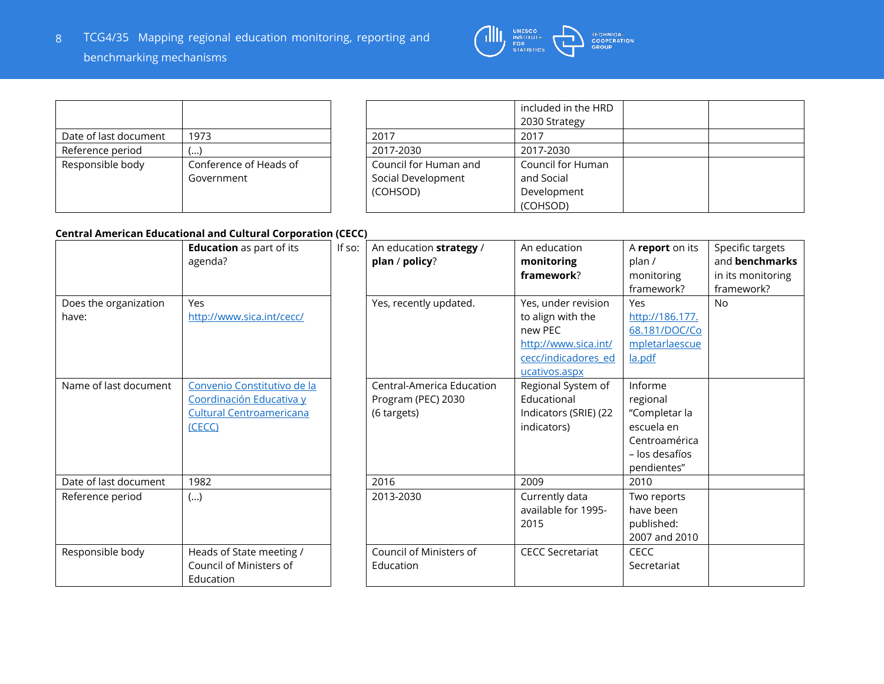| | | | | | | |
|---|---|---|---|---|---|---|
| | | | | included in the HRD 2030 Strategy | | |
| Date of last document | 1973 | | 2017 | 2017 | | |
| Reference period | (…) | | 2017-2030 | 2017-2030 | | |
| Responsible body | Conference of Heads of Government | | Council for Human and Social Development (COHSOD) | Council for Human and Social Development (COHSOD) | | |

**Central American Educational and Cultural Corporation (CECC)**

| | **Education** as part of its agenda? | If so: | An education **strategy** / **plan** / **policy**? | An education **monitoring framework**? | A **report** on its plan / monitoring framework? | Specific targets and **benchmarks** in its monitoring framework? |
|---|---|---|---|---|---|---|
| Does the organization have: | Yes [http://www.sica.int/cecc/](http://www.sica.int/cecc/) | | Yes, recently updated. | Yes, under revision to align with the new PEC [http://www.sica.int/cecc/indicadores_educativos.aspx](http://www.sica.int/cecc/indicadores_educativos.aspx) | Yes [http://186.177.68.181/DOC/Completarlaescuela.pdf](http://186.177.68.181/DOC/Completarlaescuela.pdf) | No |
| Name of last document | [Convenio Constitutivo de la Coordinación Educativa y Cultural Centroamericana (CECC)]() | | Central-America Education Program (PEC) 2030 (6 targets) | Regional System of Educational Indicators (SRIE) (22 indicators) | Informe regional "Completar la escuela en Centroamérica – los desafíos pendientes" | |
| Date of last document | 1982 | | 2016 | 2009 | 2010 | |
| Reference period | (…) | | 2013-2030 | Currently data available for 1995-2015 | Two reports have been published: 2007 and 2010 | |
| Responsible body | Heads of State meeting / Council of Ministers of Education | | Council of Ministers of Education | CECC Secretariat | CECC Secretariat | |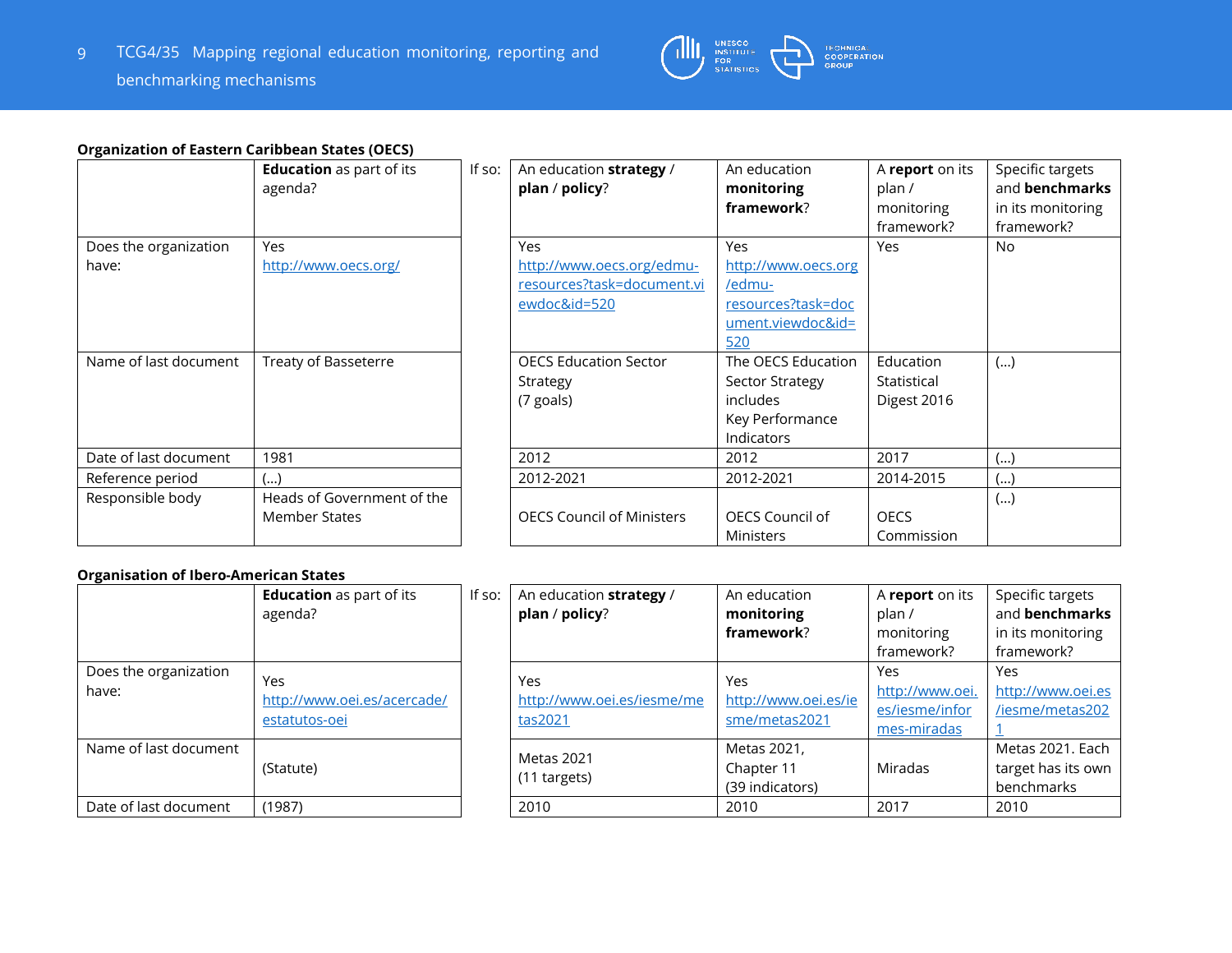**Organization of Eastern Caribbean States (OECS)**

| | **Education** as part of its agenda? | If so: | An education **strategy** / **plan** / **policy**? | An education **monitoring framework**? | A **report** on its plan / monitoring framework? | Specific targets and **benchmarks** in its monitoring framework? |
|---|---|---|---|---|---|---|
| Does the organization have: | Yes http://www.oecs.org/ | | Yes http://www.oecs.org/edmu-resources?task=document.viewdoc&id=520 | Yes http://www.oecs.org/edmu-resources?task=document.viewdoc&id=520 | Yes | No |
| Name of last document | Treaty of Basseterre | | OECS Education Sector Strategy (7 goals) | The OECS Education Sector Strategy includes Key Performance Indicators | Education Statistical Digest 2016 | (...) |
| Date of last document | 1981 | | 2012 | 2012 | 2017 | (...) |
| Reference period | (...) | | 2012-2021 | 2012-2021 | 2014-2015 | (...) |
| Responsible body | Heads of Government of the Member States | | OECS Council of Ministers | OECS Council of Ministers | OECS Commission | (...) |

**Organisation of Ibero-American States**

| | **Education** as part of its agenda? | If so: | An education **strategy** / **plan** / **policy**? | An education **monitoring framework**? | A **report** on its plan / monitoring framework? | Specific targets and **benchmarks** in its monitoring framework? |
|---|---|---|---|---|---|---|
| Does the organization have: | Yes http://www.oei.es/acercade/estatutos-oei | | Yes http://www.oei.es/iesme/metas2021 | Yes http://www.oei.es/iesme/metas2021 | Yes http://www.oei.es/iesme/informes-miradas | Yes http://www.oei.es/iesme/metas2021 |
| Name of last document | (Statute) | | Metas 2021 (11 targets) | Metas 2021, Chapter 11 (39 indicators) | Miradas | Metas 2021. Each target has its own benchmarks |
| Date of last document | (1987) | | 2010 | 2010 | 2017 | 2010 |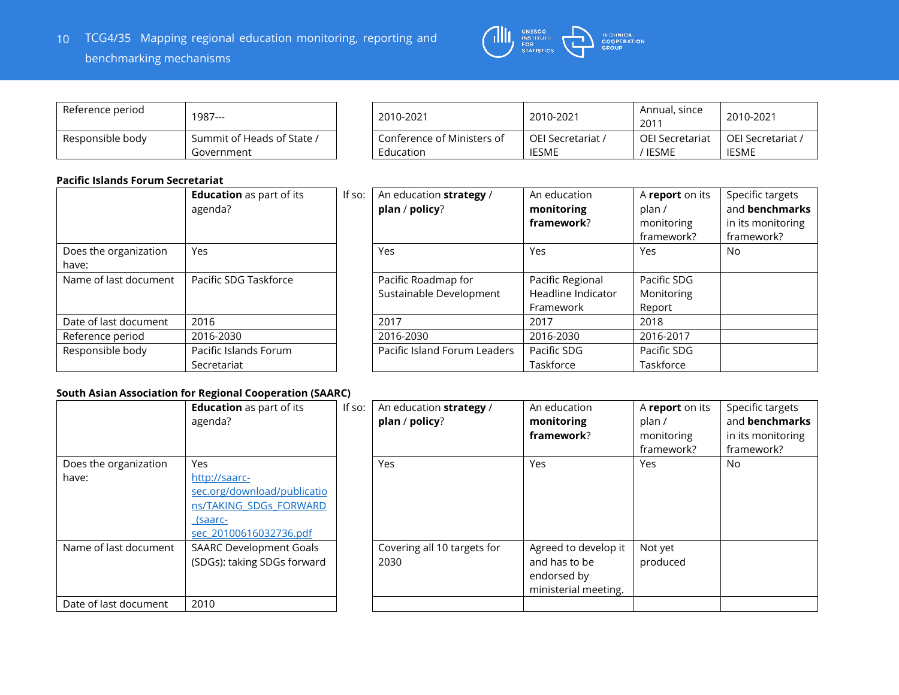| | | | | | | |
|---|---|---|---|---|---|---|
| Reference period | 1987--- | | 2010-2021 | 2010-2021 | Annual, since 2011 | 2010-2021 |
| Responsible body | Summit of Heads of State / Government | | Conference of Ministers of Education | OEI Secretariat / IESME | OEI Secretariat / IESME | OEI Secretariat / IESME |

**Pacific Islands Forum Secretariat**

| | **Education** as part of its agenda? | If so: | An education **strategy** / **plan** / **policy**? | An education **monitoring framework**? | A **report** on its plan / monitoring framework? | Specific targets and **benchmarks** in its monitoring framework? |
|---|---|---|---|---|---|---|
| Does the organization have: | Yes | | Yes | Yes | Yes | No |
| Name of last document | Pacific SDG Taskforce | | Pacific Roadmap for Sustainable Development | Pacific Regional Headline Indicator Framework | Pacific SDG Monitoring Report | |
| Date of last document | 2016 | | 2017 | 2017 | 2018 | |
| Reference period | 2016-2030 | | 2016-2030 | 2016-2030 | 2016-2017 | |
| Responsible body | Pacific Islands Forum Secretariat | | Pacific Island Forum Leaders | Pacific SDG Taskforce | Pacific SDG Taskforce | |

**South Asian Association for Regional Cooperation (SAARC)**

| | **Education** as part of its agenda? | If so: | An education **strategy** / **plan** / **policy**? | An education **monitoring framework**? | A **report** on its plan / monitoring framework? | Specific targets and **benchmarks** in its monitoring framework? |
|---|---|---|---|---|---|---|
| Does the organization have: | Yes [http://saarc-sec.org/download/publications/TAKING_SDGS_FORWARD_(saarc-sec_20100616032736.pdf](http://saarc-sec.org/download/publications/TAKING_SDGS_FORWARD_(saarc-sec_20100616032736.pdf) | | Yes | Yes | Yes | No |
| Name of last document | SAARC Development Goals (SDGs): taking SDGs forward | | Covering all 10 targets for 2030 | Agreed to develop it and has to be endorsed by ministerial meeting. | Not yet produced | |
| Date of last document | 2010 | | | | | |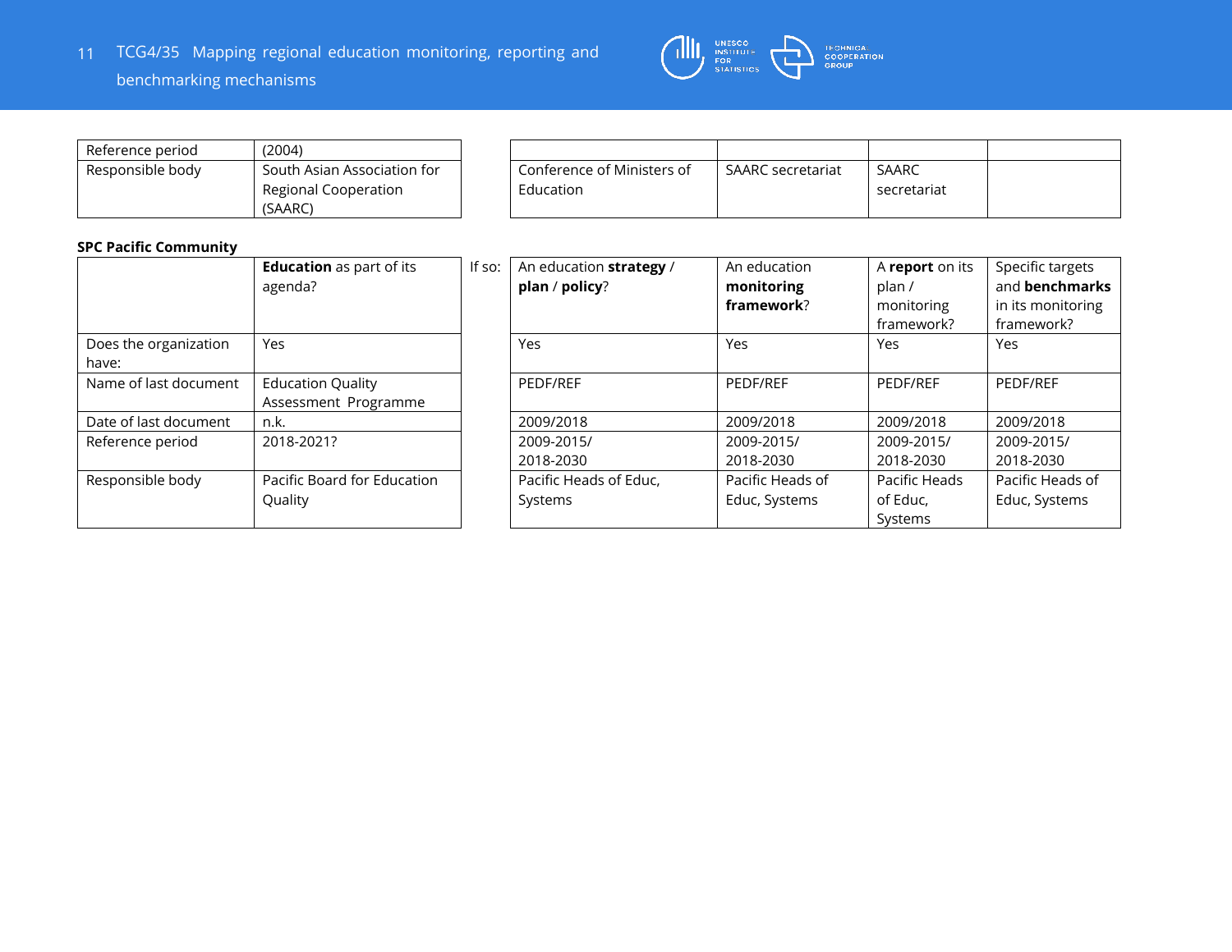| | | | | | | |
|---|---|---|---|---|---|---|
| Reference period | (2004) | | | | | |
| Responsible body | South Asian Association for Regional Cooperation (SAARC) | | Conference of Ministers of Education | SAARC secretariat | SAARC secretariat | |

**SPC Pacific Community**

| | **Education** as part of its agenda? | If so: | An education **strategy** / **plan** / **policy**? | An education **monitoring framework**? | A **report** on its plan / monitoring framework? | Specific targets and **benchmarks** in its monitoring framework? |
|---|---|---|---|---|---|---|
| Does the organization have: | Yes | | Yes | Yes | Yes | Yes |
| Name of last document | Education Quality Assessment Programme | | PEDF/REF | PEDF/REF | PEDF/REF | PEDF/REF |
| Date of last document | n.k. | | 2009/2018 | 2009/2018 | 2009/2018 | 2009/2018 |
| Reference period | 2018-2021? | | 2009-2015/ 2018-2030 | 2009-2015/ 2018-2030 | 2009-2015/ 2018-2030 | 2009-2015/ 2018-2030 |
| Responsible body | Pacific Board for Education Quality | | Pacific Heads of Educ, Systems | Pacific Heads of Educ, Systems | Pacific Heads of Educ, Systems | Pacific Heads of Educ, Systems |